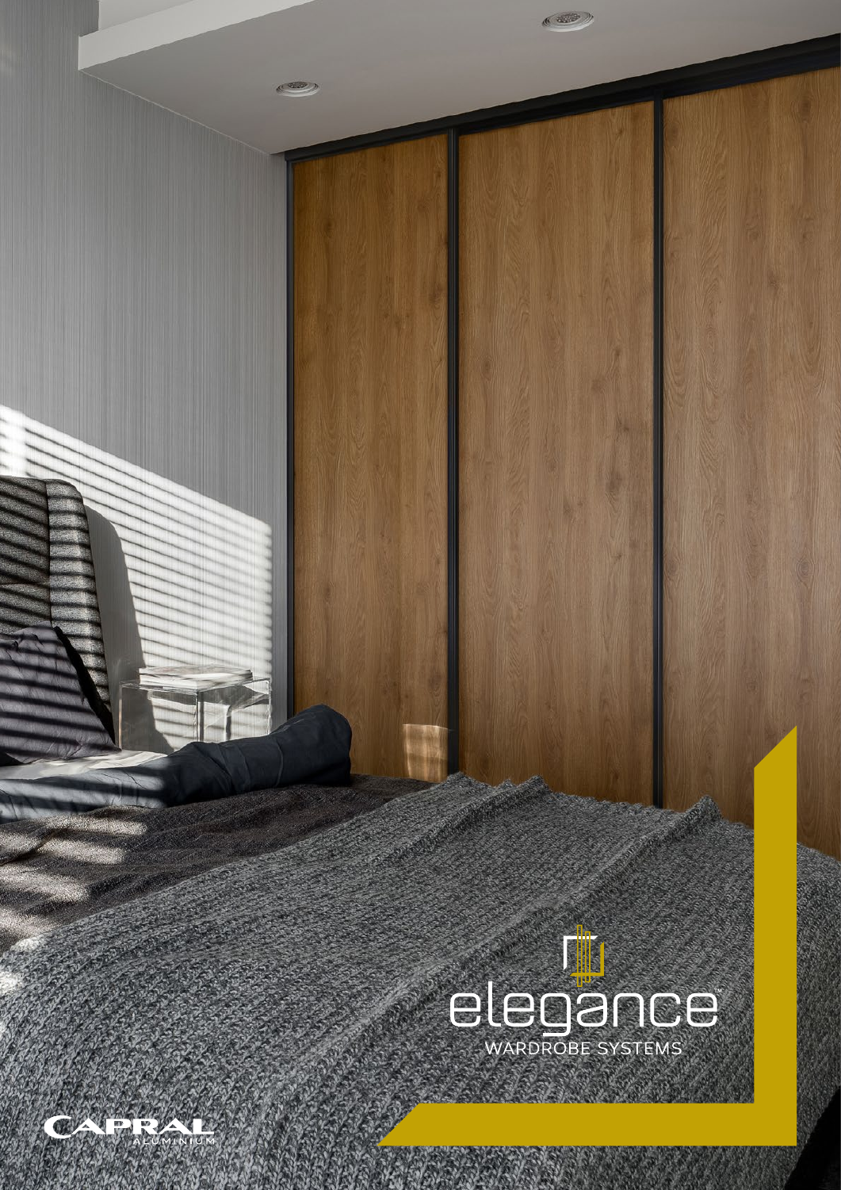# elegance

WARDROBE SYSTEMS

CAPRAL ALUMINIUM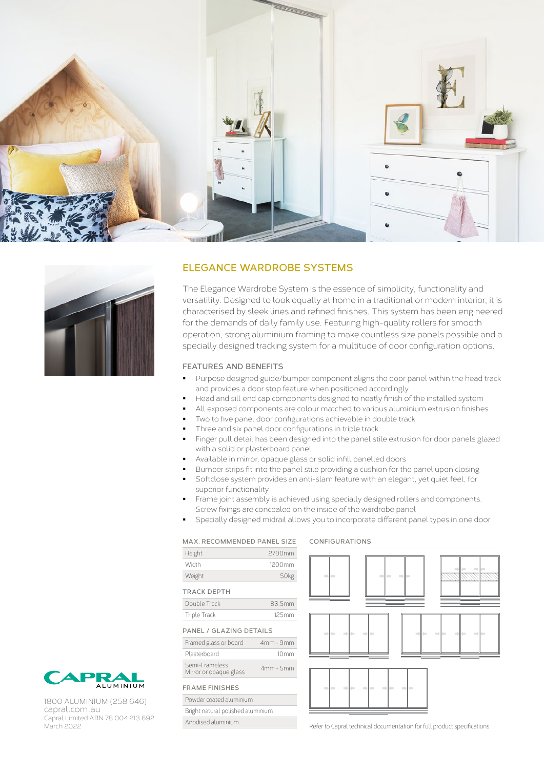## ELEGANCE WARDROBE SYSTEMS

The Elegance Wardrobe System is the essence of simplicity, functionality and versatility. Designed to look equally at home in a traditional or modern interior, it is characterised by sleek lines and refined finishes. This system has been engineered for the demands of daily family use. Featuring high-quality rollers for smooth operation, strong aluminium framing to make countless size panels possible and a specially designed tracking system for a multitude of door configuration options.

### FEATURES AND BENEFITS

- Purpose designed guide/bumper component aligns the door panel within the head track and provides a door stop feature when positioned accordingly
- Head and sill end cap components designed to neatly finish of the installed system
- All exposed components are colour matched to various aluminium extrusion finishes
- Two to five panel door configurations achievable in double track
- Three and six panel door configurations in triple track
- Finger pull detail has been designed into the panel stile extrusion for door panels glazed with a solid or plasterboard panel
- Available in mirror, opaque glass or solid infill panelled doors
- Bumper strips fit into the panel stile providing a cushion for the panel upon closing
- Softclose system provides an anti-slam feature with an elegant, yet quiet feel, for superior functionality
- Frame joint assembly is achieved using specially designed rollers and components. Screw fixings are concealed on the inside of the wardrobe panel
- Specially designed midrail allows you to incorporate different panel types in one door

### MAX. RECOMMENDED PANEL SIZE

| | |
|---|---|
| Height | 2700mm |
| Width | 1200mm |
| Weight | 50kg |

### TRACK DEPTH

| | |
|---|---|
| Double Track | 83.5mm |
| Triple Track | 125mm |

### PANEL / GLAZING DETAILS

| | |
|---|---|
| Framed glass or board | 4mm - 9mm |
| Plasterboard | 10mm |
| Semi-Frameless Mirror or opaque glass | 4mm - 5mm |

### FRAME FINISHES

| |
|---|
| Powder coated aluminium |
| Bright natural polished aluminium |
| Anodised aluminium |

### CONFIGURATIONS

Refer to Capral technical documentation for full product specifications.

CAPRAL ALUMINIUM

1800 ALUMINIUM (258 646)
capral.com.au
Capral Limited ABN 78 004 213 692
March 2022